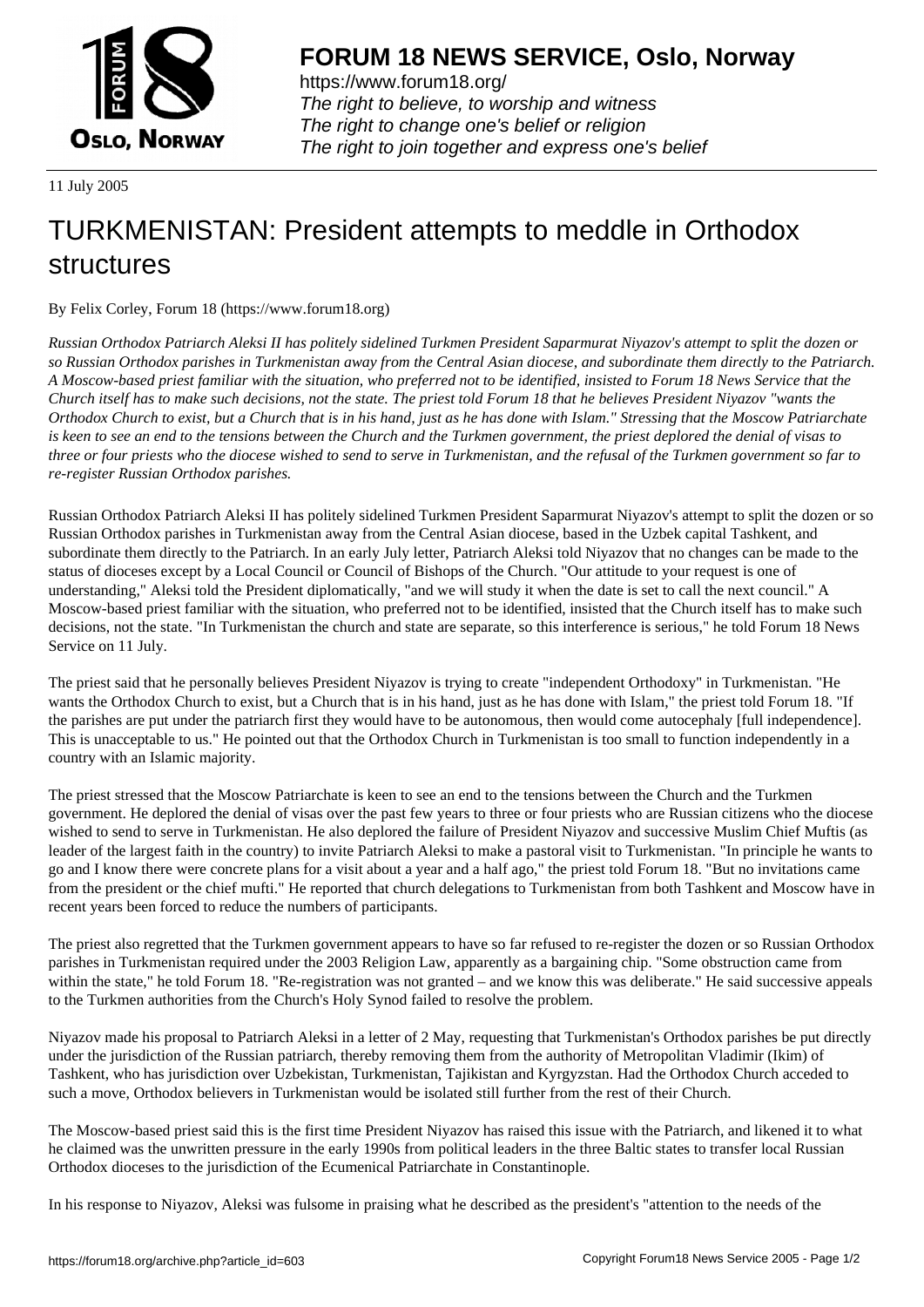# FORUM 18 NEWS SERVICE, Oslo, Norway

https://www.forum18.org/
*The right to believe, to worship and witness*
*The right to change one's belief or religion*
*The right to join together and express one's belief*

11 July 2005

## TURKMENISTAN: President attempts to meddle in Orthodox structures

By Felix Corley, Forum 18 (https://www.forum18.org)

*Russian Orthodox Patriarch Aleksi II has politely sidelined Turkmen President Saparmurat Niyazov's attempt to split the dozen or so Russian Orthodox parishes in Turkmenistan away from the Central Asian diocese, and subordinate them directly to the Patriarch. A Moscow-based priest familiar with the situation, who preferred not to be identified, insisted to Forum 18 News Service that the Church itself has to make such decisions, not the state. The priest told Forum 18 that he believes President Niyazov "wants the Orthodox Church to exist, but a Church that is in his hand, just as he has done with Islam." Stressing that the Moscow Patriarchate is keen to see an end to the tensions between the Church and the Turkmen government, the priest deplored the denial of visas to three or four priests who the diocese wished to send to serve in Turkmenistan, and the refusal of the Turkmen government so far to re-register Russian Orthodox parishes.*

Russian Orthodox Patriarch Aleksi II has politely sidelined Turkmen President Saparmurat Niyazov's attempt to split the dozen or so Russian Orthodox parishes in Turkmenistan away from the Central Asian diocese, based in the Uzbek capital Tashkent, and subordinate them directly to the Patriarch. In an early July letter, Patriarch Aleksi told Niyazov that no changes can be made to the status of dioceses except by a Local Council or Council of Bishops of the Church. "Our attitude to your request is one of understanding," Aleksi told the President diplomatically, "and we will study it when the date is set to call the next council." A Moscow-based priest familiar with the situation, who preferred not to be identified, insisted that the Church itself has to make such decisions, not the state. "In Turkmenistan the church and state are separate, so this interference is serious," he told Forum 18 News Service on 11 July.

The priest said that he personally believes President Niyazov is trying to create "independent Orthodoxy" in Turkmenistan. "He wants the Orthodox Church to exist, but a Church that is in his hand, just as he has done with Islam," the priest told Forum 18. "If the parishes are put under the patriarch first they would have to be autonomous, then would come autocephaly [full independence]. This is unacceptable to us." He pointed out that the Orthodox Church in Turkmenistan is too small to function independently in a country with an Islamic majority.

The priest stressed that the Moscow Patriarchate is keen to see an end to the tensions between the Church and the Turkmen government. He deplored the denial of visas over the past few years to three or four priests who are Russian citizens who the diocese wished to send to serve in Turkmenistan. He also deplored the failure of President Niyazov and successive Muslim Chief Muftis (as leader of the largest faith in the country) to invite Patriarch Aleksi to make a pastoral visit to Turkmenistan. "In principle he wants to go and I know there were concrete plans for a visit about a year and a half ago," the priest told Forum 18. "But no invitations came from the president or the chief mufti." He reported that church delegations to Turkmenistan from both Tashkent and Moscow have in recent years been forced to reduce the numbers of participants.

The priest also regretted that the Turkmen government appears to have so far refused to re-register the dozen or so Russian Orthodox parishes in Turkmenistan required under the 2003 Religion Law, apparently as a bargaining chip. "Some obstruction came from within the state," he told Forum 18. "Re-registration was not granted – and we know this was deliberate." He said successive appeals to the Turkmen authorities from the Church's Holy Synod failed to resolve the problem.

Niyazov made his proposal to Patriarch Aleksi in a letter of 2 May, requesting that Turkmenistan's Orthodox parishes be put directly under the jurisdiction of the Russian patriarch, thereby removing them from the authority of Metropolitan Vladimir (Ikim) of Tashkent, who has jurisdiction over Uzbekistan, Turkmenistan, Tajikistan and Kyrgyzstan. Had the Orthodox Church acceded to such a move, Orthodox believers in Turkmenistan would be isolated still further from the rest of their Church.

The Moscow-based priest said this is the first time President Niyazov has raised this issue with the Patriarch, and likened it to what he claimed was the unwritten pressure in the early 1990s from political leaders in the three Baltic states to transfer local Russian Orthodox dioceses to the jurisdiction of the Ecumenical Patriarchate in Constantinople.

In his response to Niyazov, Aleksi was fulsome in praising what he described as the president's "attention to the needs of the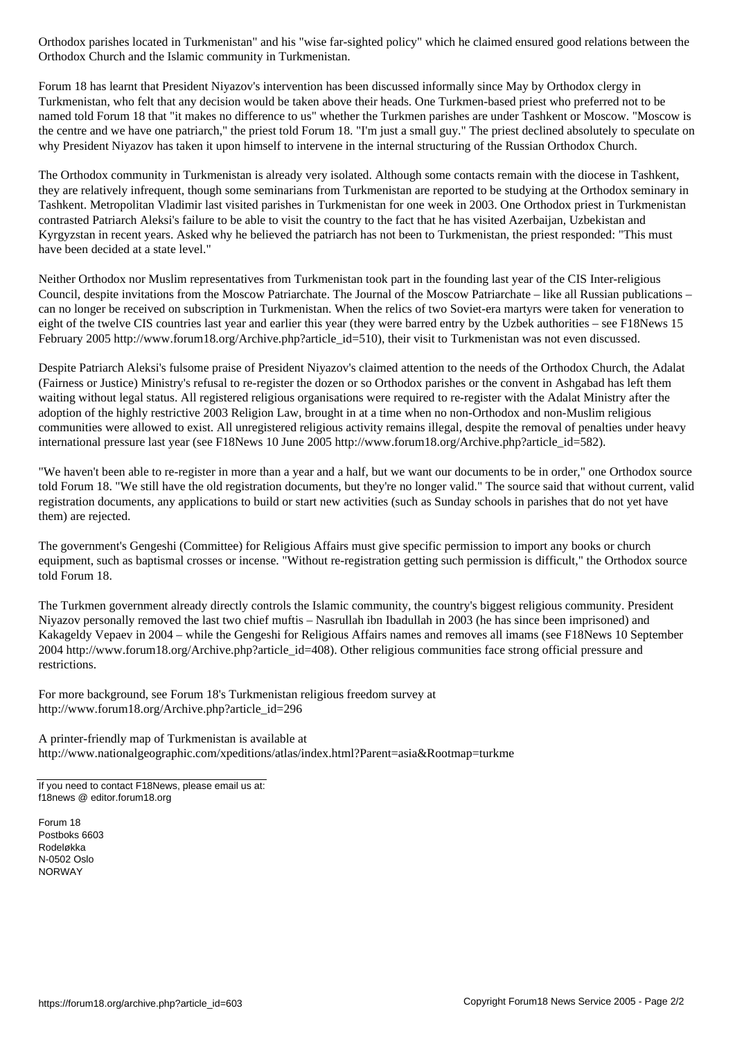Orthodox parishes located in Turkmenistan" and his "wise far-sighted policy" which he claimed ensured good relations between the Orthodox Church and the Islamic community in Turkmenistan.

Forum 18 has learnt that President Niyazov's intervention has been discussed informally since May by Orthodox clergy in Turkmenistan, who felt that any decision would be taken above their heads. One Turkmen-based priest who preferred not to be named told Forum 18 that "it makes no difference to us" whether the Turkmen parishes are under Tashkent or Moscow. "Moscow is the centre and we have one patriarch," the priest told Forum 18. "I'm just a small guy." The priest declined absolutely to speculate on why President Niyazov has taken it upon himself to intervene in the internal structuring of the Russian Orthodox Church.

The Orthodox community in Turkmenistan is already very isolated. Although some contacts remain with the diocese in Tashkent, they are relatively infrequent, though some seminarians from Turkmenistan are reported to be studying at the Orthodox seminary in Tashkent. Metropolitan Vladimir last visited parishes in Turkmenistan for one week in 2003. One Orthodox priest in Turkmenistan contrasted Patriarch Aleksi's failure to be able to visit the country to the fact that he has visited Azerbaijan, Uzbekistan and Kyrgyzstan in recent years. Asked why he believed the patriarch has not been to Turkmenistan, the priest responded: "This must have been decided at a state level."

Neither Orthodox nor Muslim representatives from Turkmenistan took part in the founding last year of the CIS Inter-religious Council, despite invitations from the Moscow Patriarchate. The Journal of the Moscow Patriarchate – like all Russian publications – can no longer be received on subscription in Turkmenistan. When the relics of two Soviet-era martyrs were taken for veneration to eight of the twelve CIS countries last year and earlier this year (they were barred entry by the Uzbek authorities – see F18News 15 February 2005 http://www.forum18.org/Archive.php?article_id=510), their visit to Turkmenistan was not even discussed.

Despite Patriarch Aleksi's fulsome praise of President Niyazov's claimed attention to the needs of the Orthodox Church, the Adalat (Fairness or Justice) Ministry's refusal to re-register the dozen or so Orthodox parishes or the convent in Ashgabad has left them waiting without legal status. All registered religious organisations were required to re-register with the Adalat Ministry after the adoption of the highly restrictive 2003 Religion Law, brought in at a time when no non-Orthodox and non-Muslim religious communities were allowed to exist. All unregistered religious activity remains illegal, despite the removal of penalties under heavy international pressure last year (see F18News 10 June 2005 http://www.forum18.org/Archive.php?article_id=582).

"We haven't been able to re-register in more than a year and a half, but we want our documents to be in order," one Orthodox source told Forum 18. "We still have the old registration documents, but they're no longer valid." The source said that without current, valid registration documents, any applications to build or start new activities (such as Sunday schools in parishes that do not yet have them) are rejected.

The government's Gengeshi (Committee) for Religious Affairs must give specific permission to import any books or church equipment, such as baptismal crosses or incense. "Without re-registration getting such permission is difficult," the Orthodox source told Forum 18.

The Turkmen government already directly controls the Islamic community, the country's biggest religious community. President Niyazov personally removed the last two chief muftis – Nasrullah ibn Ibadullah in 2003 (he has since been imprisoned) and Kakageldy Vepaev in 2004 – while the Gengeshi for Religious Affairs names and removes all imams (see F18News 10 September 2004 http://www.forum18.org/Archive.php?article_id=408). Other religious communities face strong official pressure and restrictions.

For more background, see Forum 18's Turkmenistan religious freedom survey at http://www.forum18.org/Archive.php?article_id=296

A printer-friendly map of Turkmenistan is available at http://www.nationalgeographic.com/xpeditions/atlas/index.html?Parent=asia&Rootmap=turkme

---

If you need to contact F18News, please email us at:
f18news @ editor.forum18.org

Forum 18
Postboks 6603
Rodeløkka
N-0502 Oslo
NORWAY